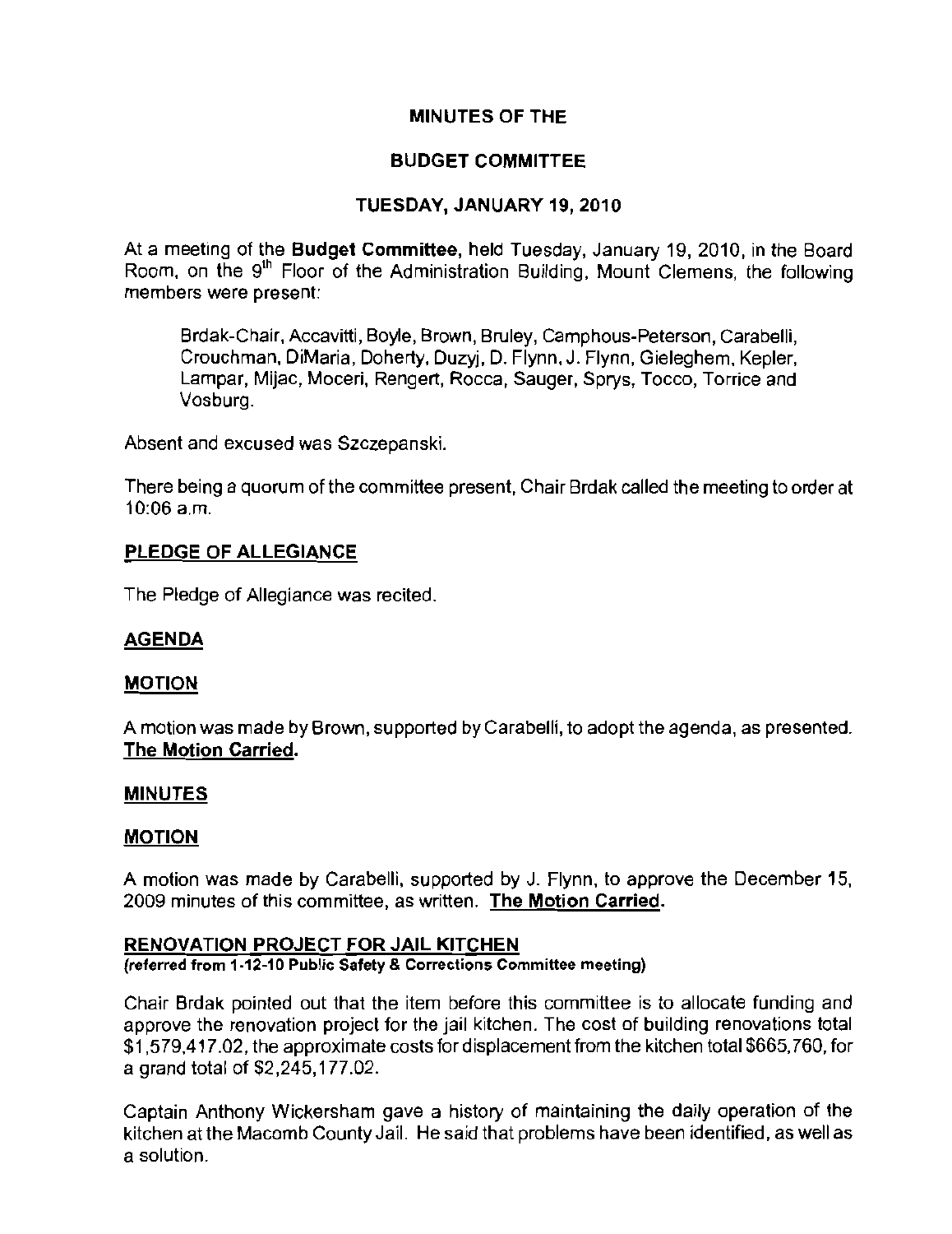# MINUTES OF THE

# BUDGET COMMITTEE

## TUESDAY, JANUARY 19, 2010

At a meeting of the **Budget Committee,** held Tuesday, January 19, 2010, in the Board Room, on the 9th Floor of the Administration Building, Mount Clemens, the following members were present:

> Brdak-Chair, Accavitti, Boyle, Brown, Bruley, Camphous-Peterson, Carabelli, Crouchman, DiMaria, Doherty, Duzyj, D. Flynn, J. Flynn, Gieleghem, Kepler, Lampar, Mijac, Moceri, Rengert, Rocca, Sauger, Sprys, Tocco, Torrice and Vosburg.

Absent and excused was Szczepanski.

There being a quorum of the committee present, Chair Brdak called the meeting to order at 10:06 a.m.

## PLEDGE OF ALLEGIANCE

The Pledge of Allegiance was recited.

## AGENDA

## MOTION

A motion was made by Brown, supported by Carabelli, to adopt the agenda, as presented. **The Motion Carried.**

## MINUTES

## MOTION

A motion was made by Carabelli, supported by J. Flynn, to approve the December 15, 2009 minutes of this committee, as written. **The Motion Carried.**

## RENOVATION PROJECT FOR JAIL KITCHEN

**(referred from 1-12-10 Public Safety & Corrections Committee meeting)**

Chair Brdak pointed out that the item before this committee is to allocate funding and approve the renovation project for the jail kitchen. The cost of building renovations total $1,579,417.02, the approximate costs for displacement from the kitchen total $665,760, for a grand total of $2,245,177.02.

Captain Anthony Wickersham gave a history of maintaining the daily operation of the kitchen at the Macomb County Jail. He said that problems have been identified, as well as a solution.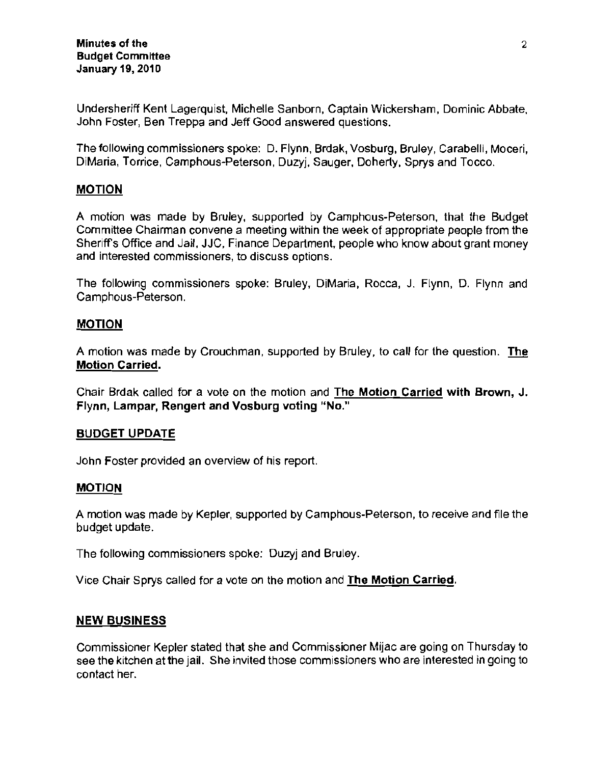Undersheriff Kent Lagerquist, Michelle Sanborn, Captain Wickersham, Dominic Abbate, John Foster, Ben Treppa and Jeff Good answered questions.

The following commissioners spoke: D. Flynn, Brdak, Vosburg, Bruley, Carabelli, Moceri, DiMaria, Torrice, Camphous-Peterson, Duzyj, Sauger, Doherty, Sprys and Tocco.

## MOTION

A motion was made by Bruley, supported by Camphous-Peterson, that the Budget Committee Chairman convene a meeting within the week of appropriate people from the Sheriff's Office and Jail, JJC, Finance Department, people who know about grant money and interested commissioners, to discuss options.

The following commissioners spoke: Bruley, DiMaria, Rocca, J. Flynn, D. Flynn and Camphous-Peterson.

## MOTION

A motion was made by Crouchman, supported by Bruley, to call for the question. **The Motion Carried.**

Chair Brdak called for a vote on the motion and **The Motion Carried with Brown, J. Flynn, Lampar, Rengert and Vosburg voting "No."**

## BUDGET UPDATE

John Foster provided an overview of his report.

## MOTION

A motion was made by Kepler, supported by Camphous-Peterson, to receive and file the budget update.

The following commissioners spoke: Duzyj and Bruley.

Vice Chair Sprys called for a vote on the motion and **The Motion Carried.**

## NEW BUSINESS

Commissioner Kepler stated that she and Commissioner Mijac are going on Thursday to see the kitchen at the jail. She invited those commissioners who are interested in going to contact her.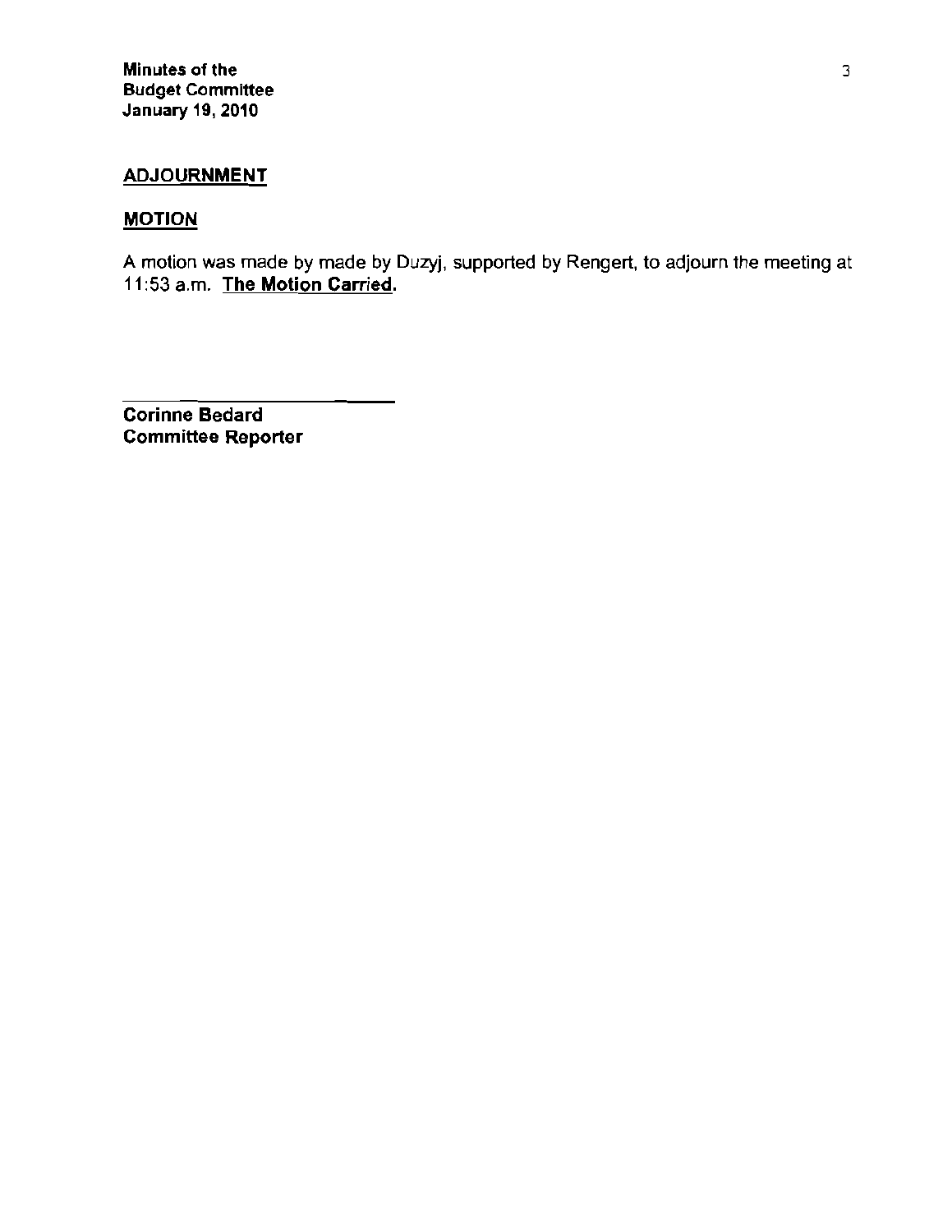**ADJOURNMENT**

**MOTION**

A motion was made by made by Duzyj, supported by Rengert, to adjourn the meeting at 11:53 a.m. **The Motion Carried.**

\_\_\_\_\_\_\_\_\_\_\_\_\_\_\_\_\_\_\_\_\_\_\_\_

**Corinne Bedard**
**Committee Reporter**